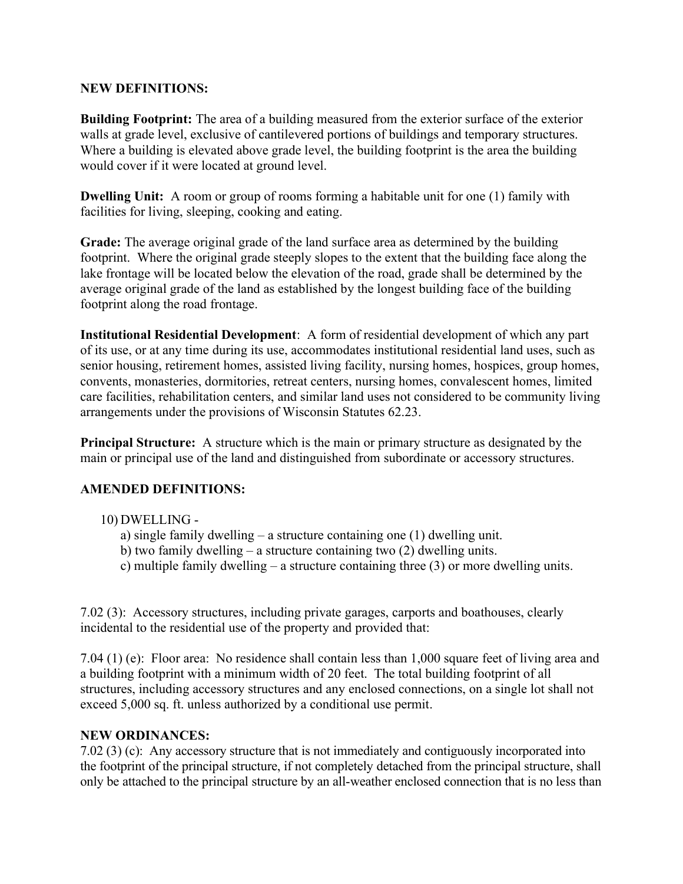**NEW DEFINITIONS:**

**Building Footprint:** The area of a building measured from the exterior surface of the exterior walls at grade level, exclusive of cantilevered portions of buildings and temporary structures. Where a building is elevated above grade level, the building footprint is the area the building would cover if it were located at ground level.

**Dwelling Unit:** A room or group of rooms forming a habitable unit for one (1) family with facilities for living, sleeping, cooking and eating.

**Grade:** The average original grade of the land surface area as determined by the building footprint. Where the original grade steeply slopes to the extent that the building face along the lake frontage will be located below the elevation of the road, grade shall be determined by the average original grade of the land as established by the longest building face of the building footprint along the road frontage.

**Institutional Residential Development**: A form of residential development of which any part of its use, or at any time during its use, accommodates institutional residential land uses, such as senior housing, retirement homes, assisted living facility, nursing homes, hospices, group homes, convents, monasteries, dormitories, retreat centers, nursing homes, convalescent homes, limited care facilities, rehabilitation centers, and similar land uses not considered to be community living arrangements under the provisions of Wisconsin Statutes 62.23.

**Principal Structure:** A structure which is the main or primary structure as designated by the main or principal use of the land and distinguished from subordinate or accessory structures.

**AMENDED DEFINITIONS:**

10) DWELLING -
   a) single family dwelling – a structure containing one (1) dwelling unit.
   b) two family dwelling – a structure containing two (2) dwelling units.
   c) multiple family dwelling – a structure containing three (3) or more dwelling units.

7.02 (3): Accessory structures, including private garages, carports and boathouses, clearly incidental to the residential use of the property and provided that:

7.04 (1) (e): Floor area: No residence shall contain less than 1,000 square feet of living area and a building footprint with a minimum width of 20 feet. The total building footprint of all structures, including accessory structures and any enclosed connections, on a single lot shall not exceed 5,000 sq. ft. unless authorized by a conditional use permit.

**NEW ORDINANCES:**

7.02 (3) (c): Any accessory structure that is not immediately and contiguously incorporated into the footprint of the principal structure, if not completely detached from the principal structure, shall only be attached to the principal structure by an all-weather enclosed connection that is no less than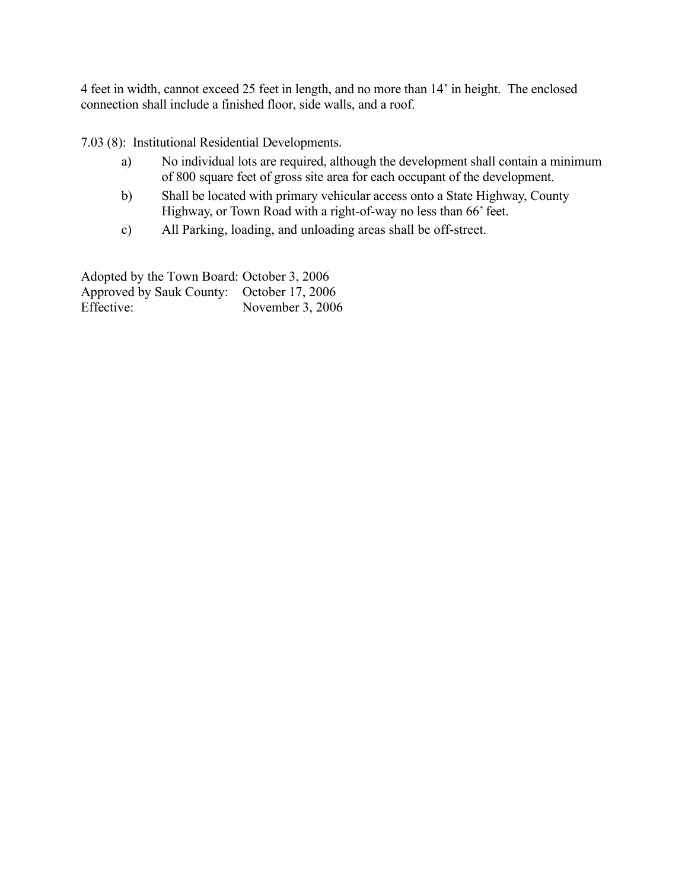4 feet in width, cannot exceed 25 feet in length, and no more than 14' in height. The enclosed connection shall include a finished floor, side walls, and a roof.

7.03 (8): Institutional Residential Developments.

a) No individual lots are required, although the development shall contain a minimum of 800 square feet of gross site area for each occupant of the development.

b) Shall be located with primary vehicular access onto a State Highway, County Highway, or Town Road with a right-of-way no less than 66' feet.

c) All Parking, loading, and unloading areas shall be off-street.

Adopted by the Town Board: October 3, 2006
Approved by Sauk County: October 17, 2006
Effective: November 3, 2006